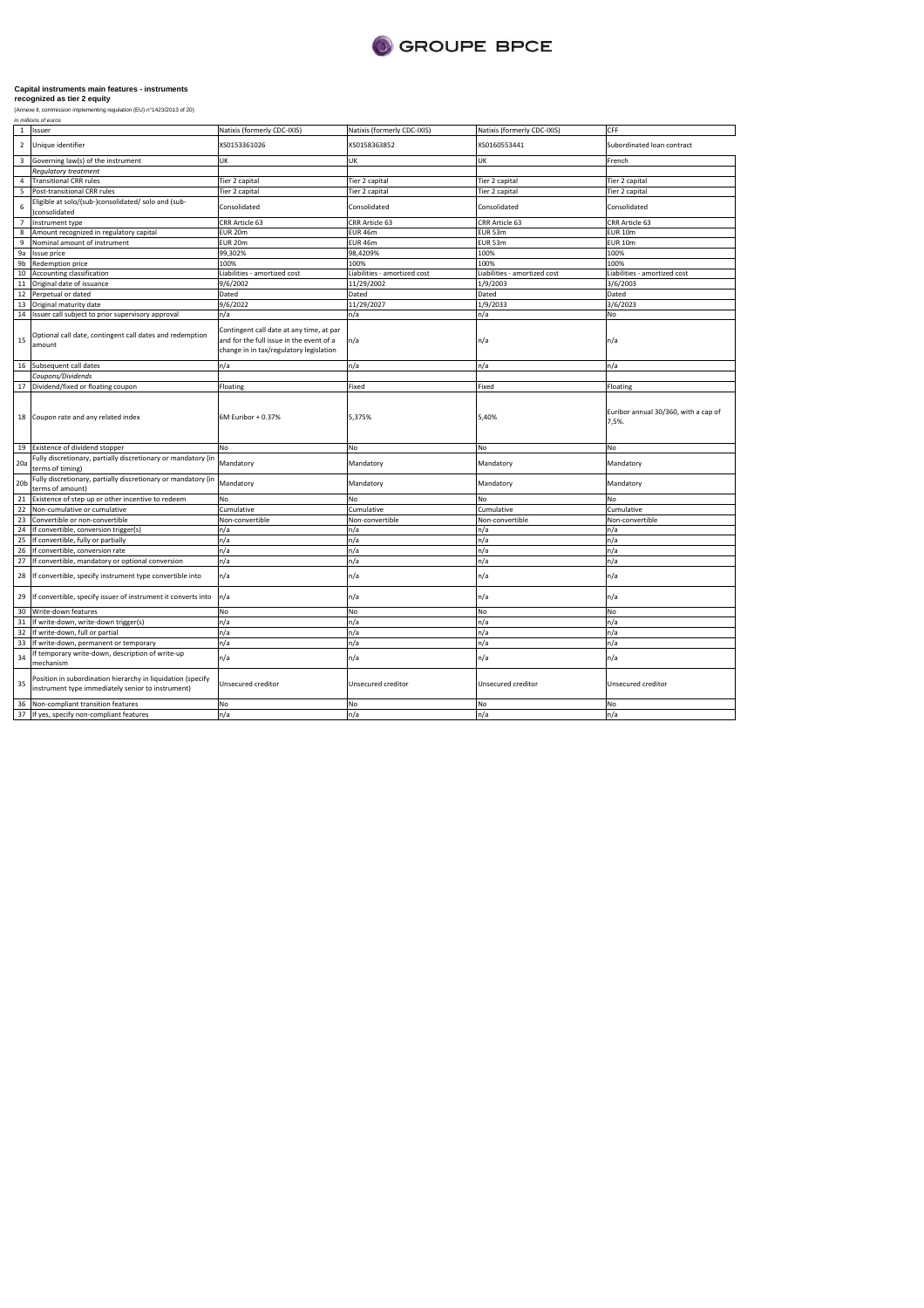**Capital instruments main features - instruments recognized as tier 2 equity**

(Annexe II, commission implementing regulation (EU) n°1423/2013 of 20)

*in millions of euros*

| | | | | | |
|---|---|---|---|---|---|
| 1 | Issuer | Natixis (formerly CDC-IXIS) | Natixis (formerly CDC-IXIS) | Natixis (formerly CDC-IXIS) | CFF |
| 2 | Unique identifier | XS0153361026 | XS0158363852 | XS0160553441 | Subordinated loan contract |
| 3 | Governing law(s) of the instrument | UK | UK | UK | French |
| | *Regulatory treatment* | | | | |
| 4 | Transitional CRR rules | Tier 2 capital | Tier 2 capital | Tier 2 capital | Tier 2 capital |
| 5 | Post-transitional CRR rules | Tier 2 capital | Tier 2 capital | Tier 2 capital | Tier 2 capital |
| 6 | Eligible at solo/(sub-)consolidated/ solo and (sub-)consolidated | Consolidated | Consolidated | Consolidated | Consolidated |
| 7 | Instrument type | CRR Article 63 | CRR Article 63 | CRR Article 63 | CRR Article 63 |
| 8 | Amount recognized in regulatory capital | EUR 20m | EUR 46m | EUR 53m | EUR 10m |
| 9 | Nominal amount of instrument | EUR 20m | EUR 46m | EUR 53m | EUR 10m |
| 9a | Issue price | 99,302% | 98,4209% | 100% | 100% |
| 9b | Redemption price | 100% | 100% | 100% | 100% |
| 10 | Accounting classification | Liabilities - amortized cost | Liabilities - amortized cost | Liabilities - amortized cost | Liabilities - amortized cost |
| 11 | Original date of issuance | 9/6/2002 | 11/29/2002 | 1/9/2003 | 3/6/2003 |
| 12 | Perpetual or dated | Dated | Dated | Dated | Dated |
| 13 | Original maturity date | 9/6/2022 | 11/29/2027 | 1/9/2033 | 3/6/2023 |
| 14 | Issuer call subject to prior supervisory approval | n/a | n/a | n/a | No |
| 15 | Optional call date, contingent call dates and redemption amount | Contingent call date at any time, at par and for the full issue in the event of a change in in tax/regulatory legislation | n/a | n/a | n/a |
| 16 | Subsequent call dates | n/a | n/a | n/a | n/a |
| | *Coupons/Dividends* | | | | |
| 17 | Dividend/fixed or floating coupon | Floating | Fixed | Fixed | Floating |
| 18 | Coupon rate and any related index | 6M Euribor + 0.37% | 5,375% | 5,40% | Euribor annual 30/360, with a cap of 7,5%. |
| 19 | Existence of dividend stopper | No | No | No | No |
| 20a | Fully discretionary, partially discretionary or mandatory (in terms of timing) | Mandatory | Mandatory | Mandatory | Mandatory |
| 20b | Fully discretionary, partially discretionary or mandatory (in terms of amount) | Mandatory | Mandatory | Mandatory | Mandatory |
| 21 | Existence of step up or other incentive to redeem | No | No | No | No |
| 22 | Non-cumulative or cumulative | Cumulative | Cumulative | Cumulative | Cumulative |
| 23 | Convertible or non-convertible | Non-convertible | Non-convertible | Non-convertible | Non-convertible |
| 24 | If convertible, conversion trigger(s) | n/a | n/a | n/a | n/a |
| 25 | If convertible, fully or partially | n/a | n/a | n/a | n/a |
| 26 | If convertible, conversion rate | n/a | n/a | n/a | n/a |
| 27 | If convertible, mandatory or optional conversion | n/a | n/a | n/a | n/a |
| 28 | If convertible, specify instrument type convertible into | n/a | n/a | n/a | n/a |
| 29 | If convertible, specify issuer of instrument it converts into | n/a | n/a | n/a | n/a |
| 30 | Write-down features | No | No | No | No |
| 31 | If write-down, write-down trigger(s) | n/a | n/a | n/a | n/a |
| 32 | If write-down, full or partial | n/a | n/a | n/a | n/a |
| 33 | If write-down, permanent or temporary | n/a | n/a | n/a | n/a |
| 34 | If temporary write-down, description of write-up mechanism | n/a | n/a | n/a | n/a |
| 35 | Position in subordination hierarchy in liquidation (specify instrument type immediately senior to instrument) | Unsecured creditor | Unsecured creditor | Unsecured creditor | Unsecured creditor |
| 36 | Non-compliant transition features | No | No | No | No |
| 37 | If yes, specify non-compliant features | n/a | n/a | n/a | n/a |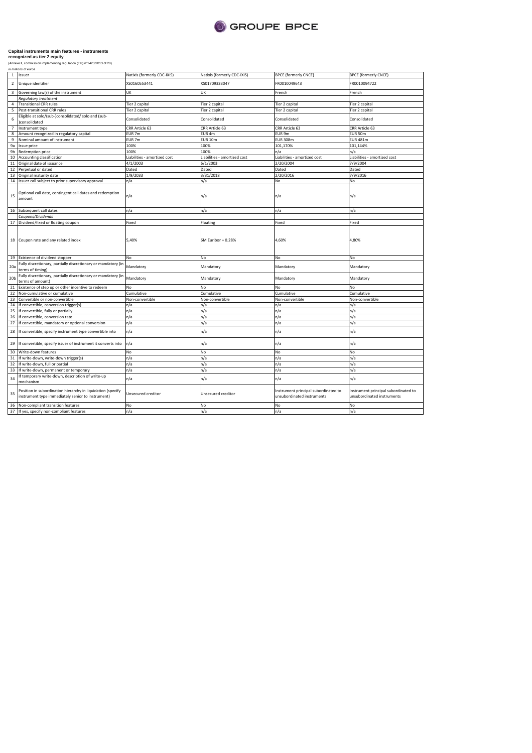**Capital instruments main features - instruments recognized as tier 2 equity**

(Annexe II, commission implementing regulation (EU) n°1423/2013 of 20)

*In millions of euros*

| | | | | | |
|---|---|---|---|---|---|
| 1 | Issuer | Natixis (formerly CDC-IXIS) | Natixis (formerly CDC-IXIS) | BPCE (formerly CNCE) | BPCE (formerly CNCE) |
| 2 | Unique identifier | XS0160553441 | XS01709333047 | FR0010049643 | FR0010094722 |
| 3 | Governing law(s) of the instrument | UK | UK | French | French |
| | *Regulatory treatment* | | | | |
| 4 | Transitional CRR rules | Tier 2 capital | Tier 2 capital | Tier 2 capital | Tier 2 capital |
| 5 | Post-transitional CRR rules | Tier 2 capital | Tier 2 capital | Tier 2 capital | Tier 2 capital |
| 6 | Eligible at solo/(sub-)consolidated/ solo and (sub-)consolidated | Consolidated | Consolidated | Consolidated | Consolidated |
| 7 | Instrument type | CRR Article 63 | CRR Article 63 | CRR Article 63 | CRR Article 63 |
| 8 | Amount recognized in regulatory capital | EUR 7m | EUR 4m | EUR 9m | EUR 50m |
| 9 | Nominal amount of instrument | EUR 7m | EUR 10m | EUR 308m | EUR 481m |
| 9a | Issue price | 100% | 100% | 101,170% | 101,144% |
| 9b | Redemption price | 100% | 100% | n/a | n/a |
| 10 | Accounting classification | Liabilities - amortized cost | Liabilities - amortized cost | Liabilities - amortized cost | Liabilities - amortized cost |
| 11 | Original date of issuance | 4/1/2003 | 6/1/2003 | 2/20/2004 | 7/9/2004 |
| 12 | Perpetual or dated | Dated | Dated | Dated | Dated |
| 13 | Original maturity date | 1/9/2033 | 3/31/2018 | 2/20/2016 | 7/9/2016 |
| 14 | Issuer call subject to prior supervisory approval | n/a | n/a | No | No |
| 15 | Optional call date, contingent call dates and redemption amount | n/a | n/a | n/a | n/a |
| 16 | Subsequent call dates | n/a | n/a | n/a | n/a |
| | *Coupons/Dividends* | | | | |
| 17 | Dividend/fixed or floating coupon | Fixed | Floating | Fixed | Fixed |
| 18 | Coupon rate and any related index | 5,40% | 6M Euribor + 0.28% | 4,60% | 4,80% |
| 19 | Existence of dividend stopper | No | No | No | No |
| 20a | Fully discretionary, partially discretionary or mandatory (in terms of timing) | Mandatory | Mandatory | Mandatory | Mandatory |
| 20b | Fully discretionary, partially discretionary or mandatory (in terms of amount) | Mandatory | Mandatory | Mandatory | Mandatory |
| 21 | Existence of step up or other incentive to redeem | No | No | No | No |
| 22 | Non-cumulative or cumulative | Cumulative | Cumulative | Cumulative | Cumulative |
| 23 | Convertible or non-convertible | Non-convertible | Non-convertible | Non-convertible | Non-convertible |
| 24 | If convertible, conversion trigger(s) | n/a | n/a | n/a | n/a |
| 25 | If convertible, fully or partially | n/a | n/a | n/a | n/a |
| 26 | If convertible, conversion rate | n/a | n/a | n/a | n/a |
| 27 | If convertible, mandatory or optional conversion | n/a | n/a | n/a | n/a |
| 28 | If convertible, specify instrument type convertible into | n/a | n/a | n/a | n/a |
| 29 | If convertible, specify issuer of instrument it converts into | n/a | n/a | n/a | n/a |
| 30 | Write-down features | No | No | No | No |
| 31 | If write-down, write-down trigger(s) | n/a | n/a | n/a | n/a |
| 32 | If write-down, full or partial | n/a | n/a | n/a | n/a |
| 33 | If write-down, permanent or temporary | n/a | n/a | n/a | n/a |
| 34 | If temporary write-down, description of write-up mechanism | n/a | n/a | n/a | n/a |
| 35 | Position in subordination hierarchy in liquidation (specify instrument type immediately senior to instrument) | Unsecured creditor | Unsecured creditor | Instrument principal subordinated to unsubordinated instruments | Instrument principal subordinated to unsubordinated instruments |
| 36 | Non-compliant transition features | No | No | No | No |
| 37 | If yes, specify non-compliant features | n/a | n/a | n/a | n/a |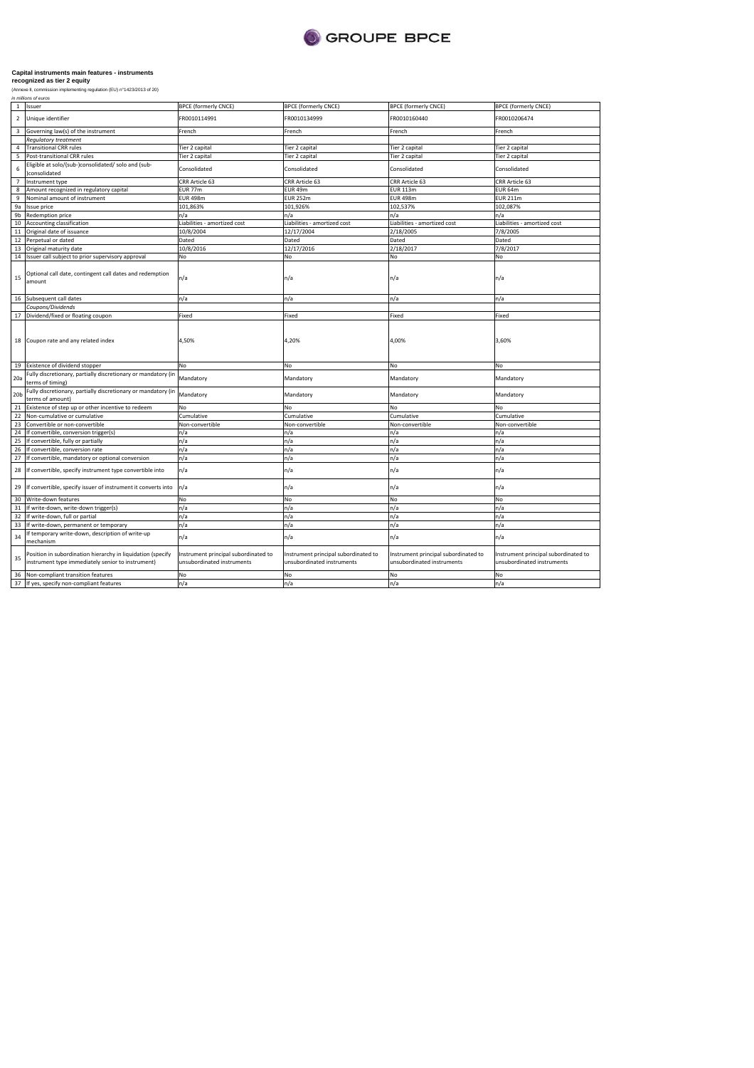**Capital instruments main features - instruments recognized as tier 2 equity**

(Annexe II, commission implementing regulation (EU) n°1423/2013 of 20)

*in millions of euros*

| | | | | | |
|---|---|---|---|---|---|
| 1 | Issuer | BPCE (formerly CNCE) | BPCE (formerly CNCE) | BPCE (formerly CNCE) | BPCE (formerly CNCE) |
| 2 | Unique identifier | FR0010114991 | FR0010134999 | FR0010160440 | FR0010206474 |
| 3 | Governing law(s) of the instrument | French | French | French | French |
| | *Regulatory treatment* | | | | |
| 4 | Transitional CRR rules | Tier 2 capital | Tier 2 capital | Tier 2 capital | Tier 2 capital |
| 5 | Post-transitional CRR rules | Tier 2 capital | Tier 2 capital | Tier 2 capital | Tier 2 capital |
| 6 | Eligible at solo/(sub-)consolidated/ solo and (sub-)consolidated | Consolidated | Consolidated | Consolidated | Consolidated |
| 7 | Instrument type | CRR Article 63 | CRR Article 63 | CRR Article 63 | CRR Article 63 |
| 8 | Amount recognized in regulatory capital | EUR 77m | EUR 49m | EUR 113m | EUR 64m |
| 9 | Nominal amount of instrument | EUR 498m | EUR 252m | EUR 498m | EUR 211m |
| 9a | Issue price | 101,863% | 101,926% | 102,537% | 102,087% |
| 9b | Redemption price | n/a | n/a | n/a | n/a |
| 10 | Accounting classification | Liabilities - amortized cost | Liabilities - amortized cost | Liabilities - amortized cost | Liabilities - amortized cost |
| 11 | Original date of issuance | 10/8/2004 | 12/17/2004 | 2/18/2005 | 7/8/2005 |
| 12 | Perpetual or dated | Dated | Dated | Dated | Dated |
| 13 | Original maturity date | 10/8/2016 | 12/17/2016 | 2/18/2017 | 7/8/2017 |
| 14 | Issuer call subject to prior supervisory approval | No | No | No | No |
| 15 | Optional call date, contingent call dates and redemption amount | n/a | n/a | n/a | n/a |
| 16 | Subsequent call dates | n/a | n/a | n/a | n/a |
| | *Coupons/Dividends* | | | | |
| 17 | Dividend/fixed or floating coupon | Fixed | Fixed | Fixed | Fixed |
| 18 | Coupon rate and any related index | 4,50% | 4,20% | 4,00% | 3,60% |
| 19 | Existence of dividend stopper | No | No | No | No |
| 20a | Fully discretionary, partially discretionary or mandatory (in terms of timing) | Mandatory | Mandatory | Mandatory | Mandatory |
| 20b | Fully discretionary, partially discretionary or mandatory (in terms of amount) | Mandatory | Mandatory | Mandatory | Mandatory |
| 21 | Existence of step up or other incentive to redeem | No | No | No | No |
| 22 | Non-cumulative or cumulative | Cumulative | Cumulative | Cumulative | Cumulative |
| 23 | Convertible or non-convertible | Non-convertible | Non-convertible | Non-convertible | Non-convertible |
| 24 | If convertible, conversion trigger(s) | n/a | n/a | n/a | n/a |
| 25 | If convertible, fully or partially | n/a | n/a | n/a | n/a |
| 26 | If convertible, conversion rate | n/a | n/a | n/a | n/a |
| 27 | If convertible, mandatory or optional conversion | n/a | n/a | n/a | n/a |
| 28 | If convertible, specify instrument type convertible into | n/a | n/a | n/a | n/a |
| 29 | If convertible, specify issuer of instrument it converts into | n/a | n/a | n/a | n/a |
| 30 | Write-down features | No | No | No | No |
| 31 | If write-down, write-down trigger(s) | n/a | n/a | n/a | n/a |
| 32 | If write-down, full or partial | n/a | n/a | n/a | n/a |
| 33 | If write-down, permanent or temporary | n/a | n/a | n/a | n/a |
| 34 | If temporary write-down, description of write-up mechanism | n/a | n/a | n/a | n/a |
| 35 | Position in subordination hierarchy in liquidation (specify instrument type immediately senior to instrument) | Instrument principal subordinated to unsubordinated instruments | Instrument principal subordinated to unsubordinated instruments | Instrument principal subordinated to unsubordinated instruments | Instrument principal subordinated to unsubordinated instruments |
| 36 | Non-compliant transition features | No | No | No | No |
| 37 | If yes, specify non-compliant features | n/a | n/a | n/a | n/a |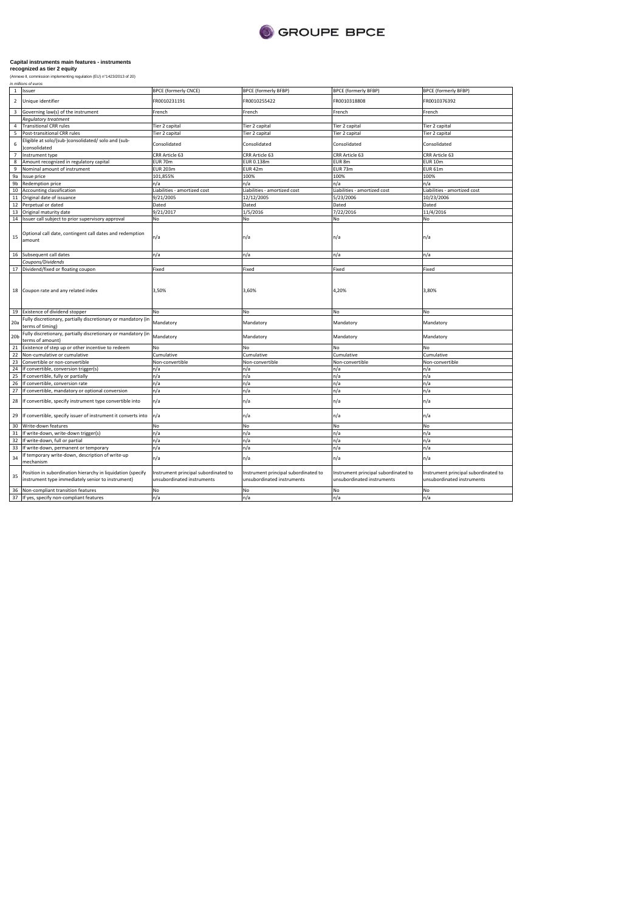**Capital instruments main features - instruments recognized as tier 2 equity**

(Annexe II, commission implementing regulation (EU) n°1423/2013 of 20)

*in millions of euros*

| | | | | | |
|---|---|---|---|---|---|
| 1 | Issuer | BPCE (formerly CNCE) | BPCE (formerly BFBP) | BPCE (formerly BFBP) | BPCE (formerly BFBP) |
| 2 | Unique identifier | FR0010231191 | FR0010255422 | FR0010318808 | FR0010376392 |
| 3 | Governing law(s) of the instrument | French | French | French | French |
| | *Regulatory treatment* | | | | |
| 4 | Transitional CRR rules | Tier 2 capital | Tier 2 capital | Tier 2 capital | Tier 2 capital |
| 5 | Post-transitional CRR rules | Tier 2 capital | Tier 2 capital | Tier 2 capital | Tier 2 capital |
| 6 | Eligible at solo/(sub-)consolidated/ solo and (sub-)consolidated | Consolidated | Consolidated | Consolidated | Consolidated |
| 7 | Instrument type | CRR Article 63 | CRR Article 63 | CRR Article 63 | CRR Article 63 |
| 8 | Amount recognized in regulatory capital | EUR 70m | EUR 0.138m | EUR 8m | EUR 10m |
| 9 | Nominal amount of instrument | EUR 203m | EUR 42m | EUR 73m | EUR 61m |
| 9a | Issue price | 101,855% | 100% | 100% | 100% |
| 9b | Redemption price | n/a | n/a | n/a | n/a |
| 10 | Accounting classification | Liabilities - amortized cost | Liabilities - amortized cost | Liabilities - amortized cost | Liabilities - amortized cost |
| 11 | Original date of issuance | 9/21/2005 | 12/12/2005 | 5/23/2006 | 10/23/2006 |
| 12 | Perpetual or dated | Dated | Dated | Dated | Dated |
| 13 | Original maturity date | 9/21/2017 | 1/5/2016 | 7/22/2016 | 11/4/2016 |
| 14 | Issuer call subject to prior supervisory approval | No | No | No | No |
| 15 | Optional call date, contingent call dates and redemption amount | n/a | n/a | n/a | n/a |
| 16 | Subsequent call dates | n/a | n/a | n/a | n/a |
| | *Coupons/Dividends* | | | | |
| 17 | Dividend/fixed or floating coupon | Fixed | Fixed | Fixed | Fixed |
| 18 | Coupon rate and any related index | 3,50% | 3,60% | 4,20% | 3,80% |
| 19 | Existence of dividend stopper | No | No | No | No |
| 20a | Fully discretionary, partially discretionary or mandatory (in terms of timing) | Mandatory | Mandatory | Mandatory | Mandatory |
| 20b | Fully discretionary, partially discretionary or mandatory (in terms of amount) | Mandatory | Mandatory | Mandatory | Mandatory |
| 21 | Existence of step up or other incentive to redeem | No | No | No | No |
| 22 | Non-cumulative or cumulative | Cumulative | Cumulative | Cumulative | Cumulative |
| 23 | Convertible or non-convertible | Non-convertible | Non-convertible | Non-convertible | Non-convertible |
| 24 | If convertible, conversion trigger(s) | n/a | n/a | n/a | n/a |
| 25 | If convertible, fully or partially | n/a | n/a | n/a | n/a |
| 26 | If convertible, conversion rate | n/a | n/a | n/a | n/a |
| 27 | If convertible, mandatory or optional conversion | n/a | n/a | n/a | n/a |
| 28 | If convertible, specify instrument type convertible into | n/a | n/a | n/a | n/a |
| 29 | If convertible, specify issuer of instrument it converts into | n/a | n/a | n/a | n/a |
| 30 | Write-down features | No | No | No | No |
| 31 | If write-down, write-down trigger(s) | n/a | n/a | n/a | n/a |
| 32 | If write-down, full or partial | n/a | n/a | n/a | n/a |
| 33 | If write-down, permanent or temporary | n/a | n/a | n/a | n/a |
| 34 | If temporary write-down, description of write-up mechanism | n/a | n/a | n/a | n/a |
| 35 | Position in subordination hierarchy in liquidation (specify instrument type immediately senior to instrument) | Instrument principal subordinated to unsubordinated instruments | Instrument principal subordinated to unsubordinated instruments | Instrument principal subordinated to unsubordinated instruments | Instrument principal subordinated to unsubordinated instruments |
| 36 | Non-compliant transition features | No | No | No | No |
| 37 | If yes, specify non-compliant features | n/a | n/a | n/a | n/a |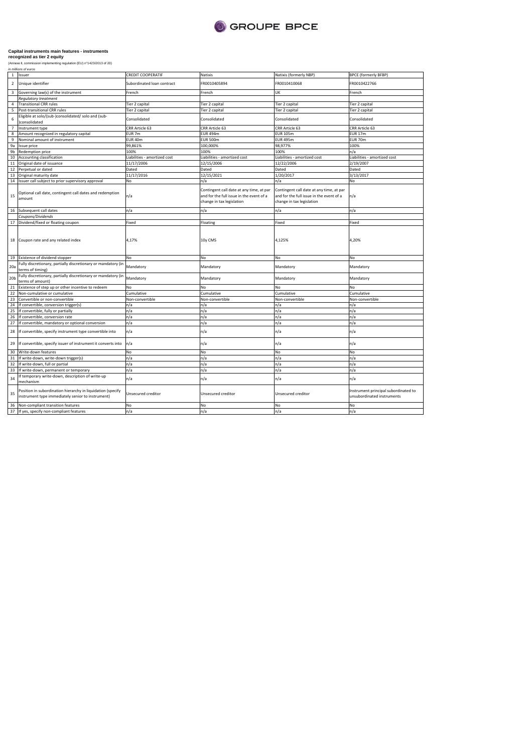**Capital instruments main features - instruments recognized as tier 2 equity**

(Annexe II, commission implementing regulation (EU) n°1423/2013 of 20)

*in millions of euros*

| | | | | | |
|---|---|---|---|---|---|
| 1 | Issuer | CREDIT COOPERATIF | Natixis | Natixis (formerly NBP) | BPCE (formerly BFBP) |
| 2 | Unique identifier | Subordinated loan contract | FR0010405894 | FR0010410068 | FR0010422766 |
| 3 | Governing law(s) of the instrument | French | French | UK | French |
| | *Regulatory treatment* | | | | |
| 4 | Transitional CRR rules | Tier 2 capital | Tier 2 capital | Tier 2 capital | Tier 2 capital |
| 5 | Post-transitional CRR rules | Tier 2 capital | Tier 2 capital | Tier 2 capital | Tier 2 capital |
| 6 | Eligible at solo/(sub-)consolidated/ solo and (sub-)consolidated | Consolidated | Consolidated | Consolidated | Consolidated |
| 7 | Instrument type | CRR Article 63 | CRR Article 63 | CRR Article 63 | CRR Article 63 |
| 8 | Amount recognized in regulatory capital | EUR 7m | EUR 494m | EUR 105m | EUR 17m |
| 9 | Nominal amount of instrument | EUR 40m | EUR 500m | EUR 495m | EUR 70m |
| 9a | Issue price | 99,861% | 100,000% | 98,977% | 100% |
| 9b | Redemption price | 100% | 100% | 100% | n/a |
| 10 | Accounting classification | Liabilities - amortized cost | Liabilities - amortized cost | Liabilities - amortized cost | Liabilities - amortized cost |
| 11 | Original date of issuance | 11/17/2006 | 12/15/2006 | 12/22/2006 | 2/19/2007 |
| 12 | Perpetual or dated | Dated | Dated | Dated | Dated |
| 13 | Original maturity date | 11/17/2016 | 12/15/2021 | 1/20/2017 | 3/13/2017 |
| 14 | Issuer call subject to prior supervisory approval | No | n/a | n/a | No |
| 15 | Optional call date, contingent call dates and redemption amount | n/a | Contingent call date at any time, at par and for the full issue in the event of a change in tax legislation | Contingent call date at any time, at par and for the full issue in the event of a change in tax legislation | n/a |
| 16 | Subsequent call dates | n/a | n/a | n/a | n/a |
| | *Coupons/Dividends* | | | | |
| 17 | Dividend/fixed or floating coupon | Fixed | Floating | Fixed | Fixed |
| 18 | Coupon rate and any related index | 4,17% | 10y CMS | 4,125% | 4,20% |
| 19 | Existence of dividend stopper | No | No | No | No |
| 20a | Fully discretionary, partially discretionary or mandatory (in terms of timing) | Mandatory | Mandatory | Mandatory | Mandatory |
| 20b | Fully discretionary, partially discretionary or mandatory (in terms of amount) | Mandatory | Mandatory | Mandatory | Mandatory |
| 21 | Existence of step up or other incentive to redeem | No | No | No | No |
| 22 | Non-cumulative or cumulative | Cumulative | Cumulative | Cumulative | Cumulative |
| 23 | Convertible or non-convertible | Non-convertible | Non-convertible | Non-convertible | Non-convertible |
| 24 | If convertible, conversion trigger(s) | n/a | n/a | n/a | n/a |
| 25 | If convertible, fully or partially | n/a | n/a | n/a | n/a |
| 26 | If convertible, conversion rate | n/a | n/a | n/a | n/a |
| 27 | If convertible, mandatory or optional conversion | n/a | n/a | n/a | n/a |
| 28 | If convertible, specify instrument type convertible into | n/a | n/a | n/a | n/a |
| 29 | If convertible, specify issuer of instrument it converts into | n/a | n/a | n/a | n/a |
| 30 | Write-down features | No | No | No | No |
| 31 | If write-down, write-down trigger(s) | n/a | n/a | n/a | n/a |
| 32 | If write-down, full or partial | n/a | n/a | n/a | n/a |
| 33 | If write-down, permanent or temporary | n/a | n/a | n/a | n/a |
| 34 | If temporary write-down, description of write-up mechanism | n/a | n/a | n/a | n/a |
| 35 | Position in subordination hierarchy in liquidation (specify instrument type immediately senior to instrument) | Unsecured creditor | Unsecured creditor | Unsecured creditor | Instrument principal subordinated to unsubordinated instruments |
| 36 | Non-compliant transition features | No | No | No | No |
| 37 | If yes, specify non-compliant features | n/a | n/a | n/a | n/a |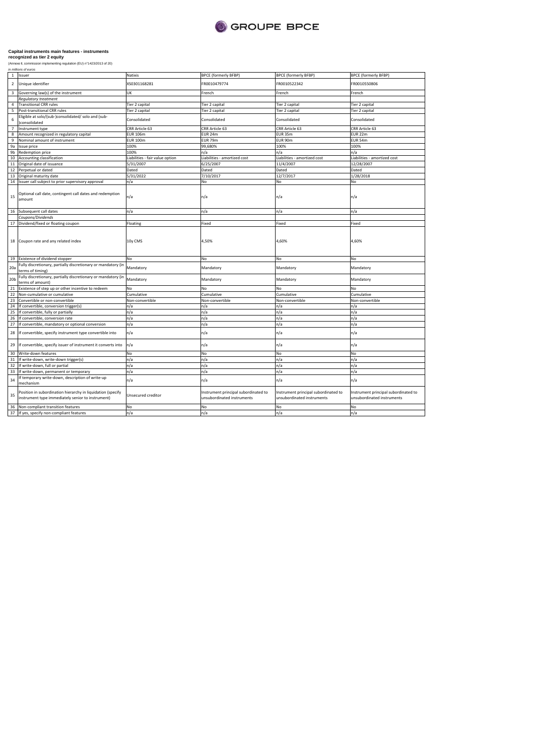**Capital instruments main features - instruments recognized as tier 2 equity**

(Annexe II, commission implementing regulation (EU) n°1423/2013 of 20)

*in millions of euros*

| | | | | | |
|---|---|---|---|---|---|
| 1 | Issuer | Natixis | BPCE (formerly BFBP) | BPCE (formerly BFBP) | BPCE (formerly BFBP) |
| 2 | Unique identifier | XS0301168281 | FR0010479774 | FR0010522342 | FR0010550806 |
| 3 | Governing law(s) of the instrument | UK | French | French | French |
| | *Regulatory treatment* | | | | |
| 4 | Transitional CRR rules | Tier 2 capital | Tier 2 capital | Tier 2 capital | Tier 2 capital |
| 5 | Post-transitional CRR rules | Tier 2 capital | Tier 2 capital | Tier 2 capital | Tier 2 capital |
| 6 | Eligible at solo/(sub-)consolidated/ solo and (sub-)consolidated | Consolidated | Consolidated | Consolidated | Consolidated |
| 7 | Instrument type | CRR Article 63 | CRR Article 63 | CRR Article 63 | CRR Article 63 |
| 8 | Amount recognized in regulatory capital | EUR 106m | EUR 24m | EUR 35m | EUR 22m |
| 9 | Nominal amount of instrument | EUR 100m | EUR 79m | EUR 90m | EUR 54m |
| 9a | Issue price | 100% | 99,680% | 100% | 100% |
| 9b | Redemption price | 100% | n/a | n/a | n/a |
| 10 | Accounting classification | Liabilities - fair value option | Liabilities - amortized cost | Liabilities - amortized cost | Liabilities - amortized cost |
| 11 | Original date of issuance | 5/31/2007 | 6/25/2007 | 11/4/2007 | 12/28/2007 |
| 12 | Perpetual or dated | Dated | Dated | Dated | Dated |
| 13 | Original maturity date | 5/31/2022 | 7/10/2017 | 12/7/2017 | 1/28/2018 |
| 14 | Issuer call subject to prior supervisory approval | n/a | No | No | No |
| 15 | Optional call date, contingent call dates and redemption amount | n/a | n/a | n/a | n/a |
| 16 | Subsequent call dates | n/a | n/a | n/a | n/a |
| | *Coupons/Dividends* | | | | |
| 17 | Dividend/fixed or floating coupon | Floating | Fixed | Fixed | Fixed |
| 18 | Coupon rate and any related index | 10y CMS | 4,50% | 4,60% | 4,60% |
| 19 | Existence of dividend stopper | No | No | No | No |
| 20a | Fully discretionary, partially discretionary or mandatory (in terms of timing) | Mandatory | Mandatory | Mandatory | Mandatory |
| 20b | Fully discretionary, partially discretionary or mandatory (in terms of amount) | Mandatory | Mandatory | Mandatory | Mandatory |
| 21 | Existence of step up or other incentive to redeem | No | No | No | No |
| 22 | Non-cumulative or cumulative | Cumulative | Cumulative | Cumulative | Cumulative |
| 23 | Convertible or non-convertible | Non-convertible | Non-convertible | Non-convertible | Non-convertible |
| 24 | If convertible, conversion trigger(s) | n/a | n/a | n/a | n/a |
| 25 | If convertible, fully or partially | n/a | n/a | n/a | n/a |
| 26 | If convertible, conversion rate | n/a | n/a | n/a | n/a |
| 27 | If convertible, mandatory or optional conversion | n/a | n/a | n/a | n/a |
| 28 | If convertible, specify instrument type convertible into | n/a | n/a | n/a | n/a |
| 29 | If convertible, specify issuer of instrument it converts into | n/a | n/a | n/a | n/a |
| 30 | Write-down features | No | No | No | No |
| 31 | If write-down, write-down trigger(s) | n/a | n/a | n/a | n/a |
| 32 | If write-down, full or partial | n/a | n/a | n/a | n/a |
| 33 | If write-down, permanent or temporary | n/a | n/a | n/a | n/a |
| 34 | If temporary write-down, description of write-up mechanism | n/a | n/a | n/a | n/a |
| 35 | Position in subordination hierarchy in liquidation (specify instrument type immediately senior to instrument) | Unsecured creditor | Instrument principal subordinated to unsubordinated instruments | Instrument principal subordinated to unsubordinated instruments | Instrument principal subordinated to unsubordinated instruments |
| 36 | Non-compliant transition features | No | No | No | No |
| 37 | If yes, specify non-compliant features | n/a | n/a | n/a | n/a |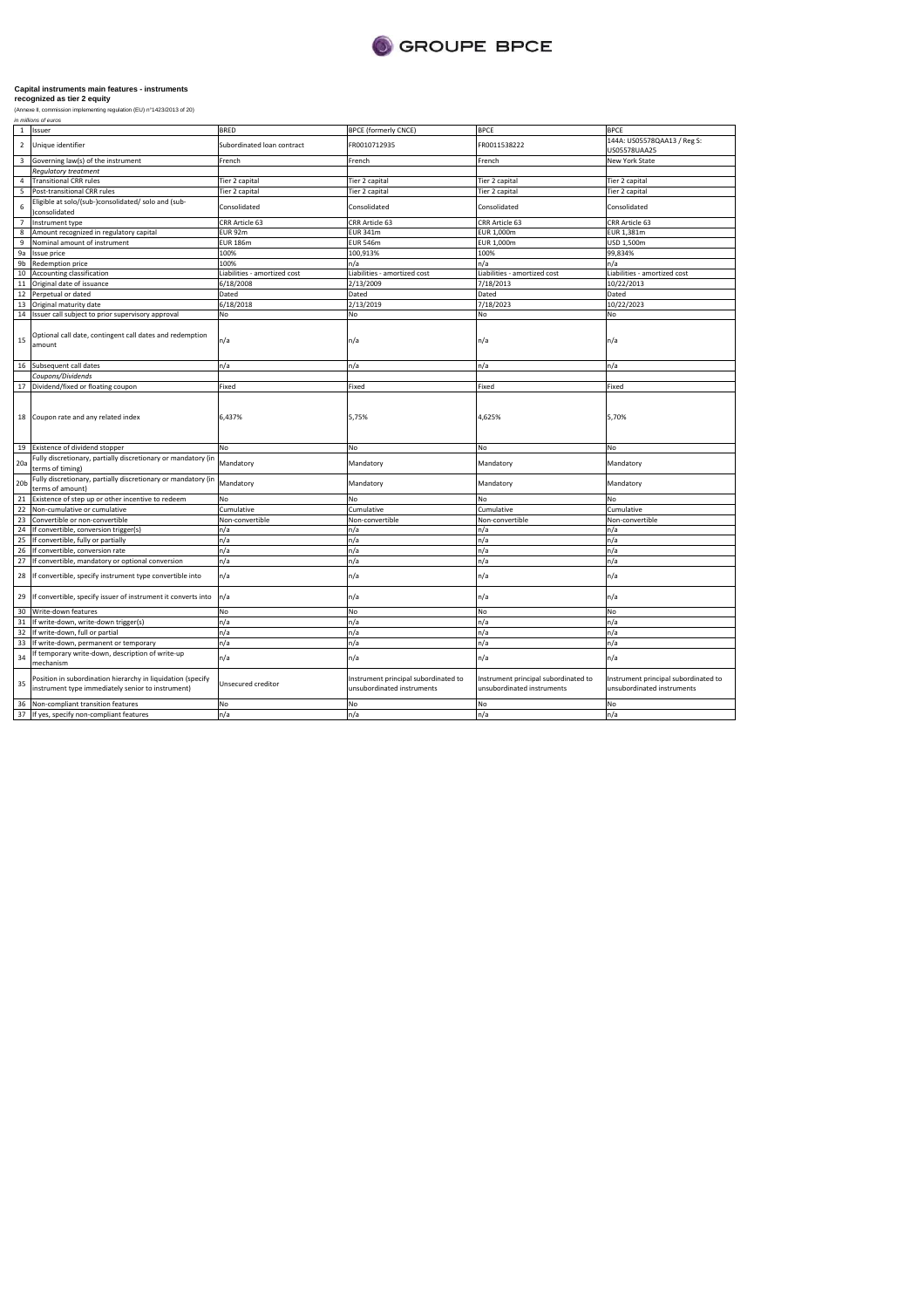**Capital instruments main features - instruments recognized as tier 2 equity**

(Annexe II, commission implementing regulation (EU) n°1423/2013 of 20)

*in millions of euros*

| | | | | | |
|---|---|---|---|---|---|
| 1 | Issuer | BRED | BPCE (formerly CNCE) | BPCE | BPCE |
| 2 | Unique identifier | Subordinated loan contract | FR0010712935 | FR0011538222 | 144A: US05578QAA13 / Reg S: US05578UAA25 |
| 3 | Governing law(s) of the instrument | French | French | French | New York State |
| | *Regulatory treatment* | | | | |
| 4 | Transitional CRR rules | Tier 2 capital | Tier 2 capital | Tier 2 capital | Tier 2 capital |
| 5 | Post-transitional CRR rules | Tier 2 capital | Tier 2 capital | Tier 2 capital | Tier 2 capital |
| 6 | Eligible at solo/(sub-)consolidated/ solo and (sub-)consolidated | Consolidated | Consolidated | Consolidated | Consolidated |
| 7 | Instrument type | CRR Article 63 | CRR Article 63 | CRR Article 63 | CRR Article 63 |
| 8 | Amount recognized in regulatory capital | EUR 92m | EUR 341m | EUR 1,000m | EUR 1,381m |
| 9 | Nominal amount of instrument | EUR 186m | EUR 546m | EUR 1,000m | USD 1,500m |
| 9a | Issue price | 100% | 100,913% | 100% | 99,834% |
| 9b | Redemption price | 100% | n/a | n/a | n/a |
| 10 | Accounting classification | Liabilities - amortized cost | Liabilities - amortized cost | Liabilities - amortized cost | Liabilities - amortized cost |
| 11 | Original date of issuance | 6/18/2008 | 2/13/2009 | 7/18/2013 | 10/22/2013 |
| 12 | Perpetual or dated | Dated | Dated | Dated | Dated |
| 13 | Original maturity date | 6/18/2018 | 2/13/2019 | 7/18/2023 | 10/22/2023 |
| 14 | Issuer call subject to prior supervisory approval | No | No | No | No |
| 15 | Optional call date, contingent call dates and redemption amount | n/a | n/a | n/a | n/a |
| 16 | Subsequent call dates | n/a | n/a | n/a | n/a |
| | *Coupons/Dividends* | | | | |
| 17 | Dividend/fixed or floating coupon | Fixed | Fixed | Fixed | Fixed |
| 18 | Coupon rate and any related index | 6,437% | 5,75% | 4,625% | 5,70% |
| 19 | Existence of dividend stopper | No | No | No | No |
| 20a | Fully discretionary, partially discretionary or mandatory (in terms of timing) | Mandatory | Mandatory | Mandatory | Mandatory |
| 20b | Fully discretionary, partially discretionary or mandatory (in terms of amount) | Mandatory | Mandatory | Mandatory | Mandatory |
| 21 | Existence of step up or other incentive to redeem | No | No | No | No |
| 22 | Non-cumulative or cumulative | Cumulative | Cumulative | Cumulative | Cumulative |
| 23 | Convertible or non-convertible | Non-convertible | Non-convertible | Non-convertible | Non-convertible |
| 24 | If convertible, conversion trigger(s) | n/a | n/a | n/a | n/a |
| 25 | If convertible, fully or partially | n/a | n/a | n/a | n/a |
| 26 | If convertible, conversion rate | n/a | n/a | n/a | n/a |
| 27 | If convertible, mandatory or optional conversion | n/a | n/a | n/a | n/a |
| 28 | If convertible, specify instrument type convertible into | n/a | n/a | n/a | n/a |
| 29 | If convertible, specify issuer of instrument it converts into | n/a | n/a | n/a | n/a |
| 30 | Write-down features | No | No | No | No |
| 31 | If write-down, write-down trigger(s) | n/a | n/a | n/a | n/a |
| 32 | If write-down, full or partial | n/a | n/a | n/a | n/a |
| 33 | If write-down, permanent or temporary | n/a | n/a | n/a | n/a |
| 34 | If temporary write-down, description of write-up mechanism | n/a | n/a | n/a | n/a |
| 35 | Position in subordination hierarchy in liquidation (specify instrument type immediately senior to instrument) | Unsecured creditor | Instrument principal subordinated to unsubordinated instruments | Instrument principal subordinated to unsubordinated instruments | Instrument principal subordinated to unsubordinated instruments |
| 36 | Non-compliant transition features | No | No | No | No |
| 37 | If yes, specify non-compliant features | n/a | n/a | n/a | n/a |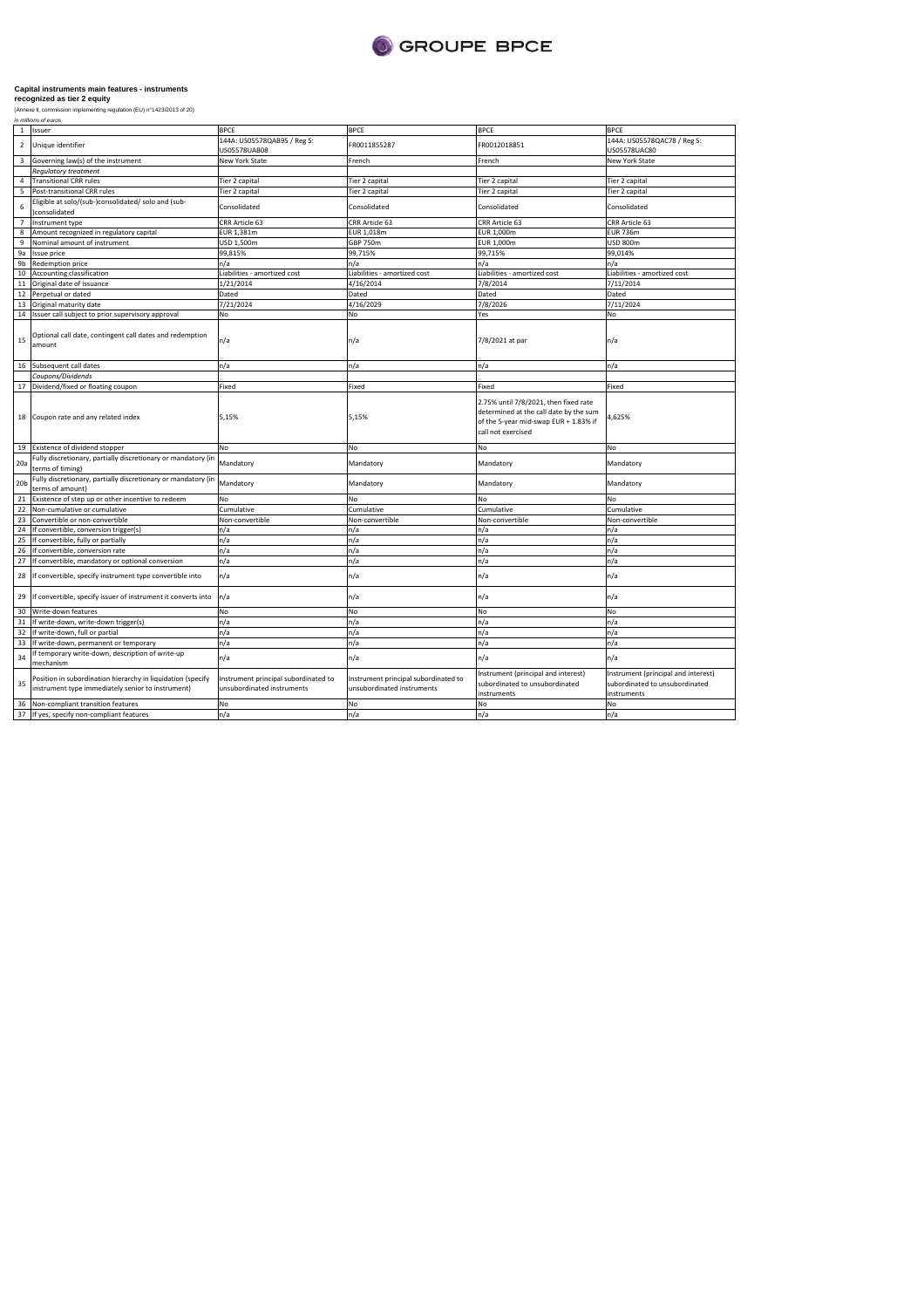**Capital instruments main features - instruments recognized as tier 2 equity**

(Annexe II, commission implementing regulation (EU) n°1423/2013 of 20)

*in millions of euros*

| | | | | | |
|---|---|---|---|---|---|
| 1 | Issuer | BPCE | BPCE | BPCE | BPCE |
| 2 | Unique identifier | 144A: US05578QAB95 / Reg S: US05578UAB08 | FR0011855287 | FR0012018851 | 144A: US05578QAC78 / Reg S: US05578UAC80 |
| 3 | Governing law(s) of the instrument | New York State | French | French | New York State |
| | *Regulatory treatment* | | | | |
| 4 | Transitional CRR rules | Tier 2 capital | Tier 2 capital | Tier 2 capital | Tier 2 capital |
| 5 | Post-transitional CRR rules | Tier 2 capital | Tier 2 capital | Tier 2 capital | Tier 2 capital |
| 6 | Eligible at solo/(sub-)consolidated/ solo and (sub-)consolidated | Consolidated | Consolidated | Consolidated | Consolidated |
| 7 | Instrument type | CRR Article 63 | CRR Article 63 | CRR Article 63 | CRR Article 63 |
| 8 | Amount recognized in regulatory capital | EUR 1,381m | EUR 1,018m | EUR 1,000m | EUR 736m |
| 9 | Nominal amount of instrument | USD 1,500m | GBP 750m | EUR 1,000m | USD 800m |
| 9a | Issue price | 99,815% | 99,715% | 99,715% | 99,014% |
| 9b | Redemption price | n/a | n/a | n/a | n/a |
| 10 | Accounting classification | Liabilities - amortized cost | Liabilities - amortized cost | Liabilities - amortized cost | Liabilities - amortized cost |
| 11 | Original date of issuance | 1/21/2014 | 4/16/2014 | 7/8/2014 | 7/11/2014 |
| 12 | Perpetual or dated | Dated | Dated | Dated | Dated |
| 13 | Original maturity date | 7/21/2024 | 4/16/2029 | 7/8/2026 | 7/11/2024 |
| 14 | Issuer call subject to prior supervisory approval | No | No | Yes | No |
| 15 | Optional call date, contingent call dates and redemption amount | n/a | n/a | 7/8/2021 at par | n/a |
| 16 | Subsequent call dates | n/a | n/a | n/a | n/a |
| | *Coupons/Dividends* | | | | |
| 17 | Dividend/fixed or floating coupon | Fixed | Fixed | Fixed | Fixed |
| 18 | Coupon rate and any related index | 5,15% | 5,15% | 2.75% until 7/8/2021, then fixed rate determined at the call date by the sum of the 5-year mid-swap EUR + 1.83% if call not exercised | 4,625% |
| 19 | Existence of dividend stopper | No | No | No | No |
| 20a | Fully discretionary, partially discretionary or mandatory (in terms of timing) | Mandatory | Mandatory | Mandatory | Mandatory |
| 20b | Fully discretionary, partially discretionary or mandatory (in terms of amount) | Mandatory | Mandatory | Mandatory | Mandatory |
| 21 | Existence of step up or other incentive to redeem | No | No | No | No |
| 22 | Non-cumulative or cumulative | Cumulative | Cumulative | Cumulative | Cumulative |
| 23 | Convertible or non-convertible | Non-convertible | Non-convertible | Non-convertible | Non-convertible |
| 24 | If convertible, conversion trigger(s) | n/a | n/a | n/a | n/a |
| 25 | If convertible, fully or partially | n/a | n/a | n/a | n/a |
| 26 | If convertible, conversion rate | n/a | n/a | n/a | n/a |
| 27 | If convertible, mandatory or optional conversion | n/a | n/a | n/a | n/a |
| 28 | If convertible, specify instrument type convertible into | n/a | n/a | n/a | n/a |
| 29 | If convertible, specify issuer of instrument it converts into | n/a | n/a | n/a | n/a |
| 30 | Write-down features | No | No | No | No |
| 31 | If write-down, write-down trigger(s) | n/a | n/a | n/a | n/a |
| 32 | If write-down, full or partial | n/a | n/a | n/a | n/a |
| 33 | If write-down, permanent or temporary | n/a | n/a | n/a | n/a |
| 34 | If temporary write-down, description of write-up mechanism | n/a | n/a | n/a | n/a |
| 35 | Position in subordination hierarchy in liquidation (specify instrument type immediately senior to instrument) | Instrument principal subordinated to unsubordinated instruments | Instrument principal subordinated to unsubordinated instruments | Instrument (principal and interest) subordinated to unsubordinated instruments | Instrument (principal and interest) subordinated to unsubordinated instruments |
| 36 | Non-compliant transition features | No | No | No | No |
| 37 | If yes, specify non-compliant features | n/a | n/a | n/a | n/a |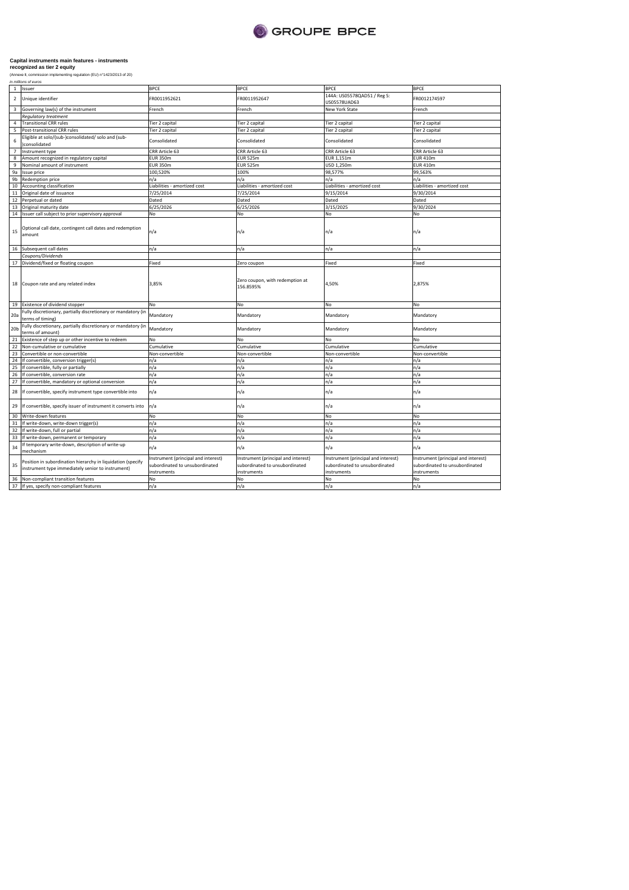**Capital instruments main features - instruments recognized as tier 2 equity**

(Annexe II, commission implementing regulation (EU) n°1423/2013 of 20)

*in millions of euros*

| # | | | | | |
|---|---|---|---|---|---|
| 1 | Issuer | BPCE | BPCE | BPCE | BPCE |
| 2 | Unique identifier | FR0011952621 | FR0011952647 | 144A: US05578QAD51 / Reg S: US05578UAD63 | FR0012174597 |
| 3 | Governing law(s) of the instrument | French | French | New York State | French |
| | *Regulatory treatment* | | | | |
| 4 | Transitional CRR rules | Tier 2 capital | Tier 2 capital | Tier 2 capital | Tier 2 capital |
| 5 | Post-transitional CRR rules | Tier 2 capital | Tier 2 capital | Tier 2 capital | Tier 2 capital |
| 6 | Eligible at solo/(sub-)consolidated/ solo and (sub-)consolidated | Consolidated | Consolidated | Consolidated | Consolidated |
| 7 | Instrument type | CRR Article 63 | CRR Article 63 | CRR Article 63 | CRR Article 63 |
| 8 | Amount recognized in regulatory capital | EUR 350m | EUR 525m | EUR 1,151m | EUR 410m |
| 9 | Nominal amount of instrument | EUR 350m | EUR 525m | USD 1,250m | EUR 410m |
| 9a | Issue price | 100,520% | 100% | 98,577% | 99,563% |
| 9b | Redemption price | n/a | n/a | n/a | n/a |
| 10 | Accounting classification | Liabilities - amortized cost | Liabilities - amortized cost | Liabilities - amortized cost | Liabilities - amortized cost |
| 11 | Original date of issuance | 7/25/2014 | 7/25/2014 | 9/15/2014 | 9/30/2014 |
| 12 | Perpetual or dated | Dated | Dated | Dated | Dated |
| 13 | Original maturity date | 6/25/2026 | 6/25/2026 | 3/15/2025 | 9/30/2024 |
| 14 | Issuer call subject to prior supervisory approval | No | No | No | No |
| 15 | Optional call date, contingent call dates and redemption amount | n/a | n/a | n/a | n/a |
| 16 | Subsequent call dates | n/a | n/a | n/a | n/a |
| | *Coupons/Dividends* | | | | |
| 17 | Dividend/fixed or floating coupon | Fixed | Zero coupon | Fixed | Fixed |
| 18 | Coupon rate and any related index | 3,85% | Zero coupon, with redemption at 156.8595% | 4,50% | 2,875% |
| 19 | Existence of dividend stopper | No | No | No | No |
| 20a | Fully discretionary, partially discretionary or mandatory (in terms of timing) | Mandatory | Mandatory | Mandatory | Mandatory |
| 20b | Fully discretionary, partially discretionary or mandatory (in terms of amount) | Mandatory | Mandatory | Mandatory | Mandatory |
| 21 | Existence of step up or other incentive to redeem | No | No | No | No |
| 22 | Non-cumulative or cumulative | Cumulative | Cumulative | Cumulative | Cumulative |
| 23 | Convertible or non-convertible | Non-convertible | Non-convertible | Non-convertible | Non-convertible |
| 24 | If convertible, conversion trigger(s) | n/a | n/a | n/a | n/a |
| 25 | If convertible, fully or partially | n/a | n/a | n/a | n/a |
| 26 | If convertible, conversion rate | n/a | n/a | n/a | n/a |
| 27 | If convertible, mandatory or optional conversion | n/a | n/a | n/a | n/a |
| 28 | If convertible, specify instrument type convertible into | n/a | n/a | n/a | n/a |
| 29 | If convertible, specify issuer of instrument it converts into | n/a | n/a | n/a | n/a |
| 30 | Write-down features | No | No | No | No |
| 31 | If write-down, write-down trigger(s) | n/a | n/a | n/a | n/a |
| 32 | If write-down, full or partial | n/a | n/a | n/a | n/a |
| 33 | If write-down, permanent or temporary | n/a | n/a | n/a | n/a |
| 34 | If temporary write-down, description of write-up mechanism | n/a | n/a | n/a | n/a |
| 35 | Position in subordination hierarchy in liquidation (specify instrument type immediately senior to instrument) | Instrument (principal and interest) subordinated to unsubordinated instruments | Instrument (principal and interest) subordinated to unsubordinated instruments | Instrument (principal and interest) subordinated to unsubordinated instruments | Instrument (principal and interest) subordinated to unsubordinated instruments |
| 36 | Non-compliant transition features | No | No | No | No |
| 37 | If yes, specify non-compliant features | n/a | n/a | n/a | n/a |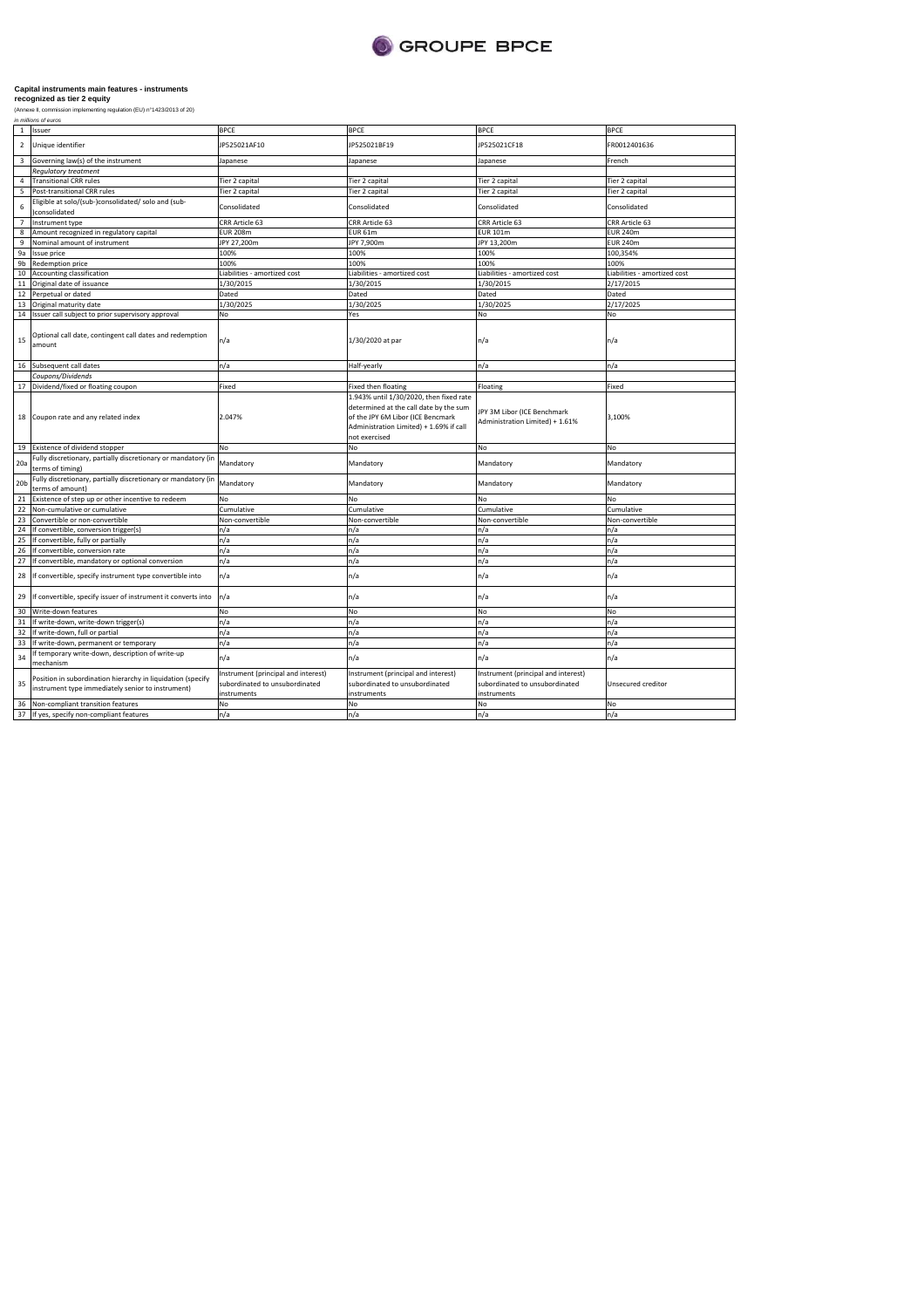**Capital instruments main features - instruments recognized as tier 2 equity**

(Annexe II, commission implementing regulation (EU) n°1423/2013 of 20)

*in millions of euros*

| | | | | | |
|---|---|---|---|---|---|
| 1 | Issuer | BPCE | BPCE | BPCE | BPCE |
| 2 | Unique identifier | JP525021AF10 | JP525021BF19 | JP525021CF18 | FR0012401636 |
| 3 | Governing law(s) of the instrument | Japanese | Japanese | Japanese | French |
| | *Regulatory treatment* | | | | |
| 4 | Transitional CRR rules | Tier 2 capital | Tier 2 capital | Tier 2 capital | Tier 2 capital |
| 5 | Post-transitional CRR rules | Tier 2 capital | Tier 2 capital | Tier 2 capital | Tier 2 capital |
| 6 | Eligible at solo/(sub-)consolidated/ solo and (sub-)consolidated | Consolidated | Consolidated | Consolidated | Consolidated |
| 7 | Instrument type | CRR Article 63 | CRR Article 63 | CRR Article 63 | CRR Article 63 |
| 8 | Amount recognized in regulatory capital | EUR 208m | EUR 61m | EUR 101m | EUR 240m |
| 9 | Nominal amount of instrument | JPY 27,200m | JPY 7,900m | JPY 13,200m | EUR 240m |
| 9a | Issue price | 100% | 100% | 100% | 100,354% |
| 9b | Redemption price | 100% | 100% | 100% | 100% |
| 10 | Accounting classification | Liabilities - amortized cost | Liabilities - amortized cost | Liabilities - amortized cost | Liabilities - amortized cost |
| 11 | Original date of issuance | 1/30/2015 | 1/30/2015 | 1/30/2015 | 2/17/2015 |
| 12 | Perpetual or dated | Dated | Dated | Dated | Dated |
| 13 | Original maturity date | 1/30/2025 | 1/30/2025 | 1/30/2025 | 2/17/2025 |
| 14 | Issuer call subject to prior supervisory approval | No | Yes | No | No |
| 15 | Optional call date, contingent call dates and redemption amount | n/a | 1/30/2020 at par | n/a | n/a |
| 16 | Subsequent call dates | n/a | Half-yearly | n/a | n/a |
| | *Coupons/Dividends* | | | | |
| 17 | Dividend/fixed or floating coupon | Fixed | Fixed then floating | Floating | Fixed |
| 18 | Coupon rate and any related index | 2.047% | 1.943% until 1/30/2020, then fixed rate determined at the call date by the sum of the JPY 6M Libor (ICE Bencmark Administration Limited) + 1.69% if call not exercised | JPY 3M Libor (ICE Benchmark Administration Limited) + 1.61% | 3,100% |
| 19 | Existence of dividend stopper | No | No | No | No |
| 20a | Fully discretionary, partially discretionary or mandatory (in terms of timing) | Mandatory | Mandatory | Mandatory | Mandatory |
| 20b | Fully discretionary, partially discretionary or mandatory (in terms of amount) | Mandatory | Mandatory | Mandatory | Mandatory |
| 21 | Existence of step up or other incentive to redeem | No | No | No | No |
| 22 | Non-cumulative or cumulative | Cumulative | Cumulative | Cumulative | Cumulative |
| 23 | Convertible or non-convertible | Non-convertible | Non-convertible | Non-convertible | Non-convertible |
| 24 | If convertible, conversion trigger(s) | n/a | n/a | n/a | n/a |
| 25 | If convertible, fully or partially | n/a | n/a | n/a | n/a |
| 26 | If convertible, conversion rate | n/a | n/a | n/a | n/a |
| 27 | If convertible, mandatory or optional conversion | n/a | n/a | n/a | n/a |
| 28 | If convertible, specify instrument type convertible into | n/a | n/a | n/a | n/a |
| 29 | If convertible, specify issuer of instrument it converts into | n/a | n/a | n/a | n/a |
| 30 | Write-down features | No | No | No | No |
| 31 | If write-down, write-down trigger(s) | n/a | n/a | n/a | n/a |
| 32 | If write-down, full or partial | n/a | n/a | n/a | n/a |
| 33 | If write-down, permanent or temporary | n/a | n/a | n/a | n/a |
| 34 | If temporary write-down, description of write-up mechanism | n/a | n/a | n/a | n/a |
| 35 | Position in subordination hierarchy in liquidation (specify instrument type immediately senior to instrument) | Instrument (principal and interest) subordinated to unsubordinated instruments | Instrument (principal and interest) subordinated to unsubordinated instruments | Instrument (principal and interest) subordinated to unsubordinated instruments | Unsecured creditor |
| 36 | Non-compliant transition features | No | No | No | No |
| 37 | If yes, specify non-compliant features | n/a | n/a | n/a | n/a |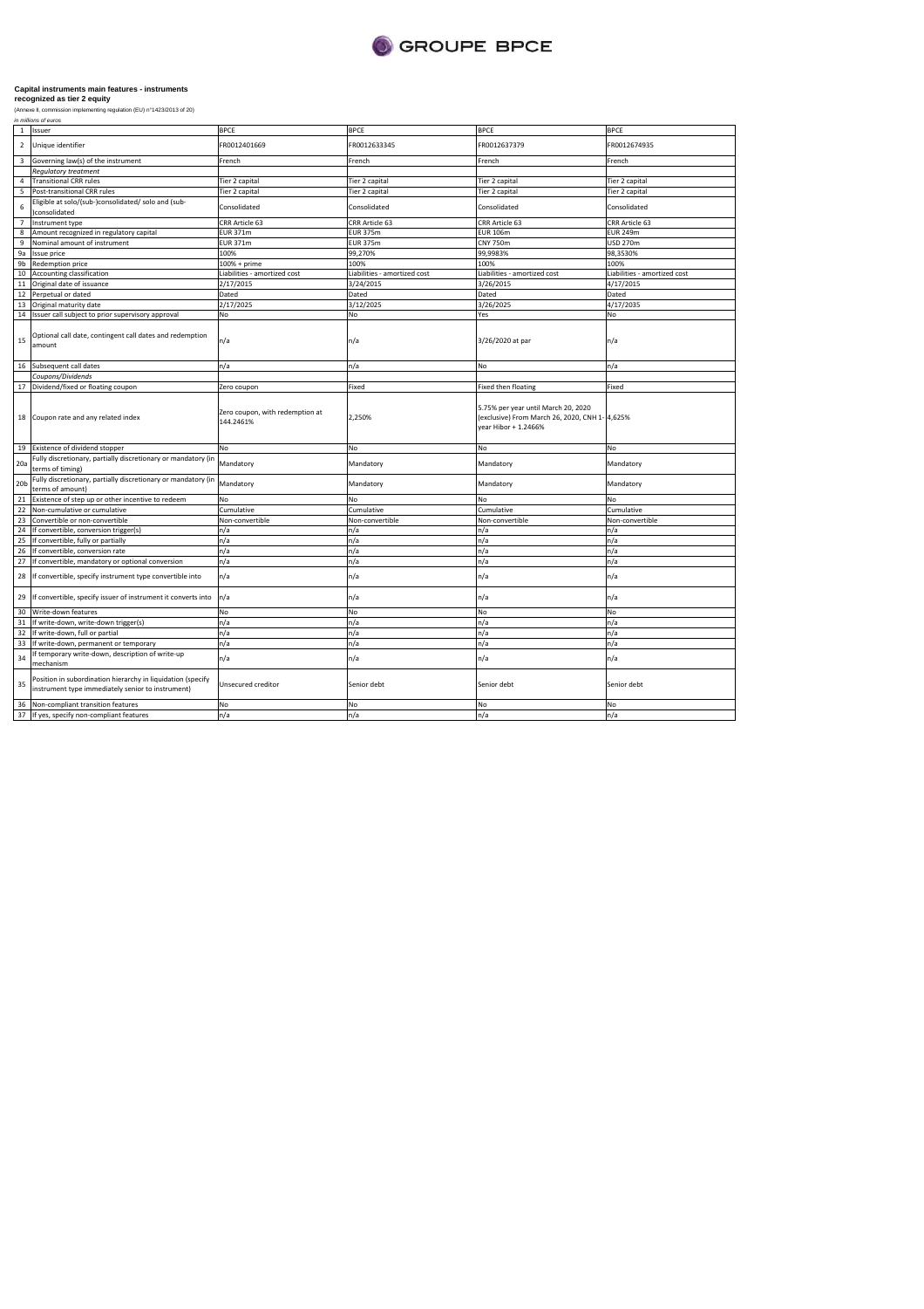**Capital instruments main features - instruments recognized as tier 2 equity**

(Annexe II, commission implementing regulation (EU) n°1423/2013 of 20)

*in millions of euros*

| | | | | | |
|---|---|---|---|---|---|
| 1 | Issuer | BPCE | BPCE | BPCE | BPCE |
| 2 | Unique identifier | FR0012401669 | FR0012633345 | FR0012637379 | FR0012674935 |
| 3 | Governing law(s) of the instrument | French | French | French | French |
| | *Regulatory treatment* | | | | |
| 4 | Transitional CRR rules | Tier 2 capital | Tier 2 capital | Tier 2 capital | Tier 2 capital |
| 5 | Post-transitional CRR rules | Tier 2 capital | Tier 2 capital | Tier 2 capital | Tier 2 capital |
| 6 | Eligible at solo/(sub-)consolidated/ solo and (sub-)consolidated | Consolidated | Consolidated | Consolidated | Consolidated |
| 7 | Instrument type | CRR Article 63 | CRR Article 63 | CRR Article 63 | CRR Article 63 |
| 8 | Amount recognized in regulatory capital | EUR 371m | EUR 375m | EUR 106m | EUR 249m |
| 9 | Nominal amount of instrument | EUR 371m | EUR 375m | CNY 750m | USD 270m |
| 9a | Issue price | 100% | 99,270% | 99,9983% | 98,3530% |
| 9b | Redemption price | 100% + prime | 100% | 100% | 100% |
| 10 | Accounting classification | Liabilities - amortized cost | Liabilities - amortized cost | Liabilities - amortized cost | Liabilities - amortized cost |
| 11 | Original date of issuance | 2/17/2015 | 3/24/2015 | 3/26/2015 | 4/17/2015 |
| 12 | Perpetual or dated | Dated | Dated | Dated | Dated |
| 13 | Original maturity date | 2/17/2025 | 3/12/2025 | 3/26/2025 | 4/17/2035 |
| 14 | Issuer call subject to prior supervisory approval | No | No | Yes | No |
| 15 | Optional call date, contingent call dates and redemption amount | n/a | n/a | 3/26/2020 at par | n/a |
| 16 | Subsequent call dates | n/a | n/a | No | n/a |
| | *Coupons/Dividends* | | | | |
| 17 | Dividend/fixed or floating coupon | Zero coupon | Fixed | Fixed then floating | Fixed |
| 18 | Coupon rate and any related index | Zero coupon, with redemption at 144.2461% | 2,250% | 5.75% per year until March 20, 2020 (exclusive) From March 26, 2020, CNH 1-year Hibor + 1.2466% | 4,625% |
| 19 | Existence of dividend stopper | No | No | No | No |
| 20a | Fully discretionary, partially discretionary or mandatory (in terms of timing) | Mandatory | Mandatory | Mandatory | Mandatory |
| 20b | Fully discretionary, partially discretionary or mandatory (in terms of amount) | Mandatory | Mandatory | Mandatory | Mandatory |
| 21 | Existence of step up or other incentive to redeem | No | No | No | No |
| 22 | Non-cumulative or cumulative | Cumulative | Cumulative | Cumulative | Cumulative |
| 23 | Convertible or non-convertible | Non-convertible | Non-convertible | Non-convertible | Non-convertible |
| 24 | If convertible, conversion trigger(s) | n/a | n/a | n/a | n/a |
| 25 | If convertible, fully or partially | n/a | n/a | n/a | n/a |
| 26 | If convertible, conversion rate | n/a | n/a | n/a | n/a |
| 27 | If convertible, mandatory or optional conversion | n/a | n/a | n/a | n/a |
| 28 | If convertible, specify instrument type convertible into | n/a | n/a | n/a | n/a |
| 29 | If convertible, specify issuer of instrument it converts into | n/a | n/a | n/a | n/a |
| 30 | Write-down features | No | No | No | No |
| 31 | If write-down, write-down trigger(s) | n/a | n/a | n/a | n/a |
| 32 | If write-down, full or partial | n/a | n/a | n/a | n/a |
| 33 | If write-down, permanent or temporary | n/a | n/a | n/a | n/a |
| 34 | If temporary write-down, description of write-up mechanism | n/a | n/a | n/a | n/a |
| 35 | Position in subordination hierarchy in liquidation (specify instrument type immediately senior to instrument) | Unsecured creditor | Senior debt | Senior debt | Senior debt |
| 36 | Non-compliant transition features | No | No | No | No |
| 37 | If yes, specify non-compliant features | n/a | n/a | n/a | n/a |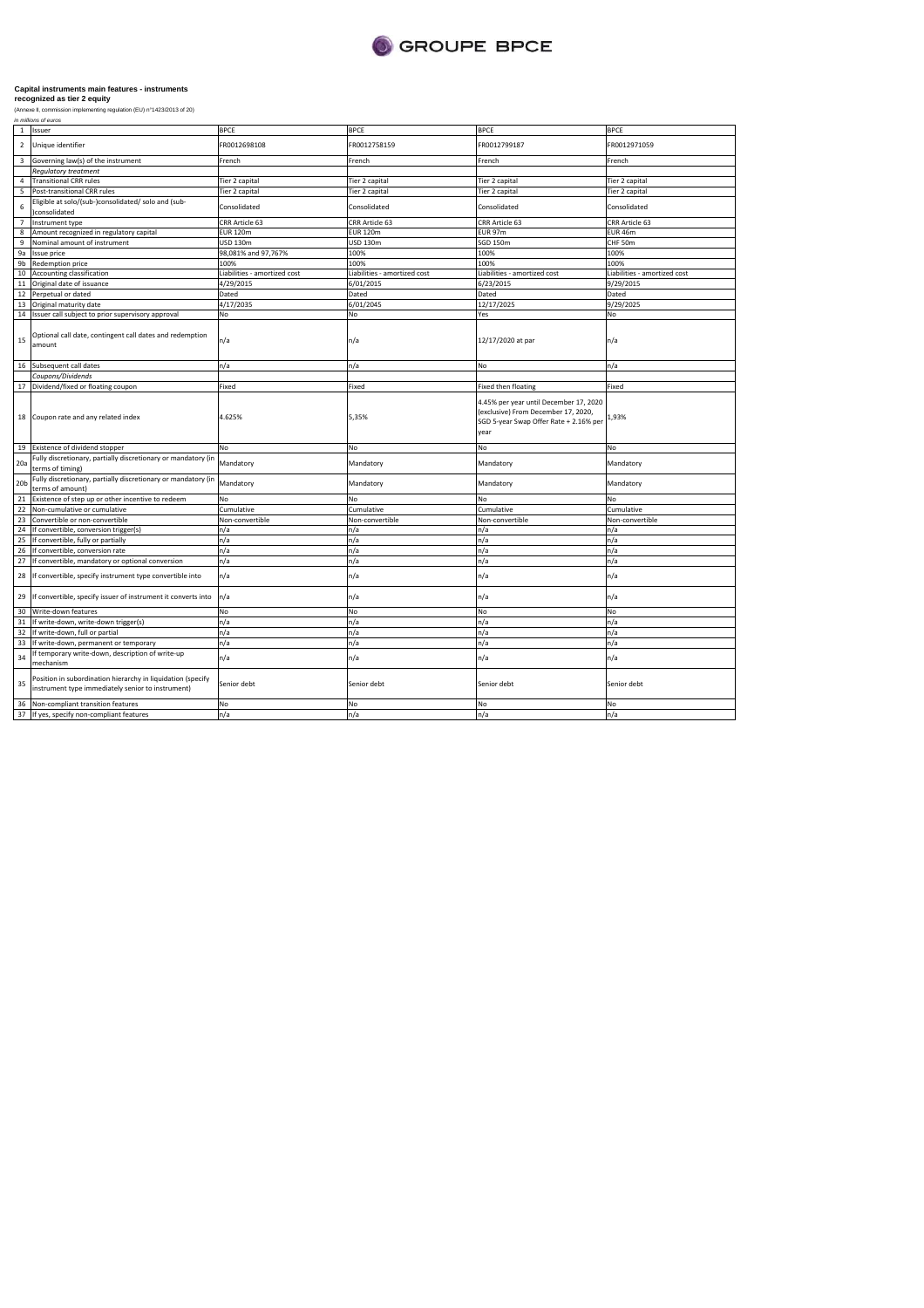GROUPE BPCE

**Capital instruments main features - instruments recognized as tier 2 equity**

(Annexe II, commission implementing regulation (EU) n°1423/2013 of 20)

*in millions of euros*

| | | | | | |
|---|---|---|---|---|---|
| 1 | Issuer | BPCE | BPCE | BPCE | BPCE |
| 2 | Unique identifier | FR0012698108 | FR0012758159 | FR0012799187 | FR0012971059 |
| 3 | Governing law(s) of the instrument | French | French | French | French |
| | *Regulatory treatment* | | | | |
| 4 | Transitional CRR rules | Tier 2 capital | Tier 2 capital | Tier 2 capital | Tier 2 capital |
| 5 | Post-transitional CRR rules | Tier 2 capital | Tier 2 capital | Tier 2 capital | Tier 2 capital |
| 6 | Eligible at solo/(sub-)consolidated/ solo and (sub-)consolidated | Consolidated | Consolidated | Consolidated | Consolidated |
| 7 | Instrument type | CRR Article 63 | CRR Article 63 | CRR Article 63 | CRR Article 63 |
| 8 | Amount recognized in regulatory capital | EUR 120m | EUR 120m | EUR 97m | EUR 46m |
| 9 | Nominal amount of instrument | USD 130m | USD 130m | SGD 150m | CHF 50m |
| 9a | Issue price | 98,081% and 97,767% | 100% | 100% | 100% |
| 9b | Redemption price | 100% | 100% | 100% | 100% |
| 10 | Accounting classification | Liabilities - amortized cost | Liabilities - amortized cost | Liabilities - amortized cost | Liabilities - amortized cost |
| 11 | Original date of issuance | 4/29/2015 | 6/01/2015 | 6/23/2015 | 9/29/2015 |
| 12 | Perpetual or dated | Dated | Dated | Dated | Dated |
| 13 | Original maturity date | 4/17/2035 | 6/01/2045 | 12/17/2025 | 9/29/2025 |
| 14 | Issuer call subject to prior supervisory approval | No | No | Yes | No |
| 15 | Optional call date, contingent call dates and redemption amount | n/a | n/a | 12/17/2020 at par | n/a |
| 16 | Subsequent call dates | n/a | n/a | No | n/a |
| | *Coupons/Dividends* | | | | |
| 17 | Dividend/fixed or floating coupon | Fixed | Fixed | Fixed then floating | Fixed |
| 18 | Coupon rate and any related index | 4.625% | 5,35% | 4.45% per year until December 17, 2020 (exclusive) From December 17, 2020, SGD 5-year Swap Offer Rate + 2.16% per year | 1,93% |
| 19 | Existence of dividend stopper | No | No | No | No |
| 20a | Fully discretionary, partially discretionary or mandatory (in terms of timing) | Mandatory | Mandatory | Mandatory | Mandatory |
| 20b | Fully discretionary, partially discretionary or mandatory (in terms of amount) | Mandatory | Mandatory | Mandatory | Mandatory |
| 21 | Existence of step up or other incentive to redeem | No | No | No | No |
| 22 | Non-cumulative or cumulative | Cumulative | Cumulative | Cumulative | Cumulative |
| 23 | Convertible or non-convertible | Non-convertible | Non-convertible | Non-convertible | Non-convertible |
| 24 | If convertible, conversion trigger(s) | n/a | n/a | n/a | n/a |
| 25 | If convertible, fully or partially | n/a | n/a | n/a | n/a |
| 26 | If convertible, conversion rate | n/a | n/a | n/a | n/a |
| 27 | If convertible, mandatory or optional conversion | n/a | n/a | n/a | n/a |
| 28 | If convertible, specify instrument type convertible into | n/a | n/a | n/a | n/a |
| 29 | If convertible, specify issuer of instrument it converts into | n/a | n/a | n/a | n/a |
| 30 | Write-down features | No | No | No | No |
| 31 | If write-down, write-down trigger(s) | n/a | n/a | n/a | n/a |
| 32 | If write-down, full or partial | n/a | n/a | n/a | n/a |
| 33 | If write-down, permanent or temporary | n/a | n/a | n/a | n/a |
| 34 | If temporary write-down, description of write-up mechanism | n/a | n/a | n/a | n/a |
| 35 | Position in subordination hierarchy in liquidation (specify instrument type immediately senior to instrument) | Senior debt | Senior debt | Senior debt | Senior debt |
| 36 | Non-compliant transition features | No | No | No | No |
| 37 | If yes, specify non-compliant features | n/a | n/a | n/a | n/a |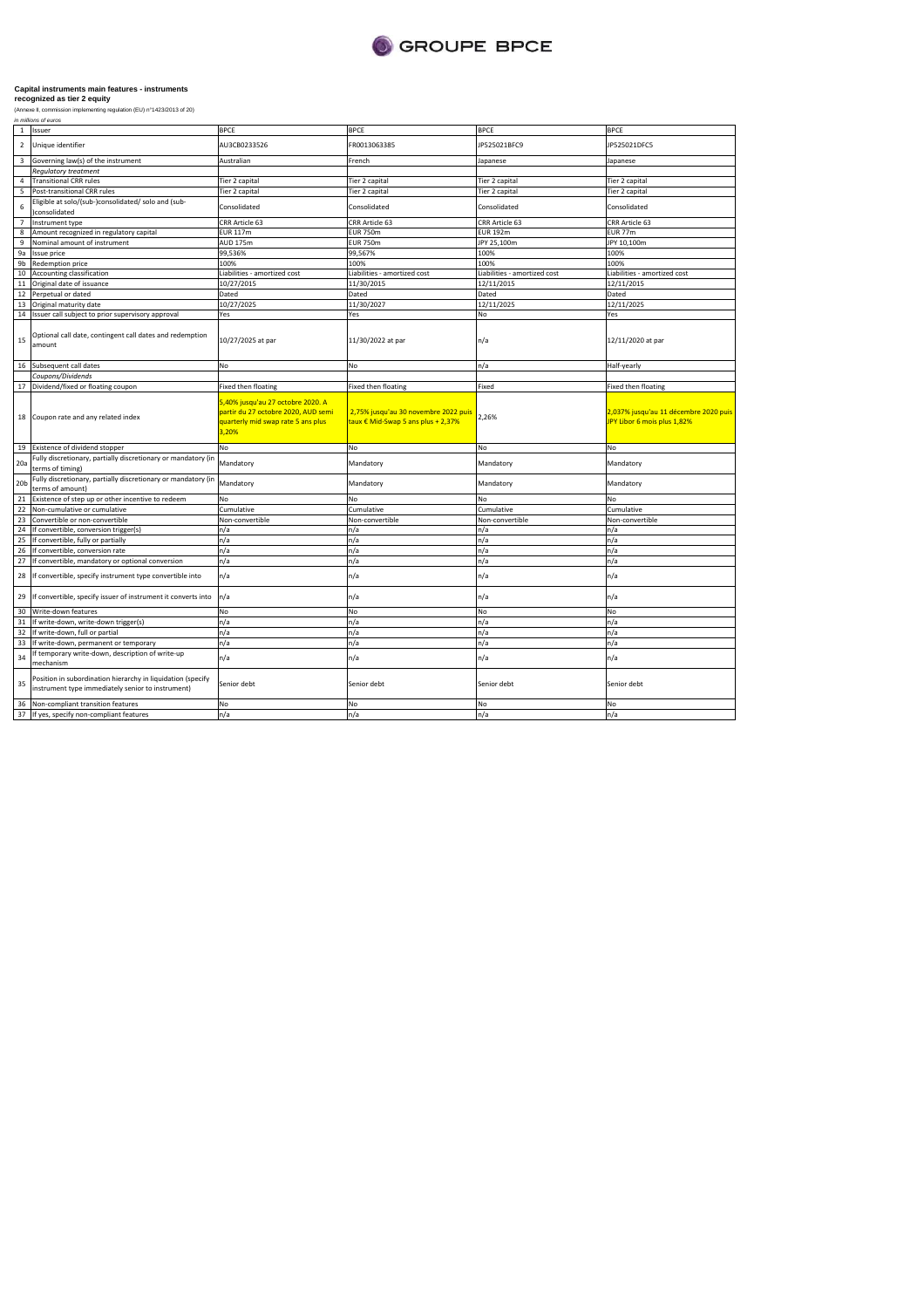**Capital instruments main features - instruments recognized as tier 2 equity**

(Annexe II, commission implementing regulation (EU) n°1423/2013 of 20)

*in millions of euros*

| | | | | | |
|---|---|---|---|---|---|
| 1 | Issuer | BPCE | BPCE | BPCE | BPCE |
| 2 | Unique identifier | AU3CB0233526 | FR0013063385 | JP525021BFC9 | JP525021DFC5 |
| 3 | Governing law(s) of the instrument | Australian | French | Japanese | Japanese |
| | *Regulatory treatment* | | | | |
| 4 | Transitional CRR rules | Tier 2 capital | Tier 2 capital | Tier 2 capital | Tier 2 capital |
| 5 | Post-transitional CRR rules | Tier 2 capital | Tier 2 capital | Tier 2 capital | Tier 2 capital |
| 6 | Eligible at solo/(sub-)consolidated/ solo and (sub-)consolidated | Consolidated | Consolidated | Consolidated | Consolidated |
| 7 | Instrument type | CRR Article 63 | CRR Article 63 | CRR Article 63 | CRR Article 63 |
| 8 | Amount recognized in regulatory capital | EUR 117m | EUR 750m | EUR 192m | EUR 77m |
| 9 | Nominal amount of instrument | AUD 175m | EUR 750m | JPY 25,100m | JPY 10,100m |
| 9a | Issue price | 99,536% | 99,567% | 100% | 100% |
| 9b | Redemption price | 100% | 100% | 100% | 100% |
| 10 | Accounting classification | Liabilities - amortized cost | Liabilities - amortized cost | Liabilities - amortized cost | Liabilities - amortized cost |
| 11 | Original date of issuance | 10/27/2015 | 11/30/2015 | 12/11/2015 | 12/11/2015 |
| 12 | Perpetual or dated | Dated | Dated | Dated | Dated |
| 13 | Original maturity date | 10/27/2025 | 11/30/2027 | 12/11/2025 | 12/11/2025 |
| 14 | Issuer call subject to prior supervisory approval | Yes | Yes | No | Yes |
| 15 | Optional call date, contingent call dates and redemption amount | 10/27/2025 at par | 11/30/2022 at par | n/a | 12/11/2020 at par |
| 16 | Subsequent call dates | No | No | n/a | Half-yearly |
| | *Coupons/Dividends* | | | | |
| 17 | Dividend/fixed or floating coupon | Fixed then floating | Fixed then floating | Fixed | Fixed then floating |
| 18 | Coupon rate and any related index | 5,40% jusqu'au 27 octobre 2020. A partir du 27 octobre 2020, AUD semi quarterly mid swap rate 5 ans plus 3,20% | 2,75% jusqu'au 30 novembre 2022 puis taux € Mid-Swap 5 ans plus + 2,37% | 2,26% | 2,037% jusqu'au 11 décembre 2020 puis JPY Libor 6 mois plus 1,82% |
| 19 | Existence of dividend stopper | No | No | No | No |
| 20a | Fully discretionary, partially discretionary or mandatory (in terms of timing) | Mandatory | Mandatory | Mandatory | Mandatory |
| 20b | Fully discretionary, partially discretionary or mandatory (in terms of amount) | Mandatory | Mandatory | Mandatory | Mandatory |
| 21 | Existence of step up or other incentive to redeem | No | No | No | No |
| 22 | Non-cumulative or cumulative | Cumulative | Cumulative | Cumulative | Cumulative |
| 23 | Convertible or non-convertible | Non-convertible | Non-convertible | Non-convertible | Non-convertible |
| 24 | If convertible, conversion trigger(s) | n/a | n/a | n/a | n/a |
| 25 | If convertible, fully or partially | n/a | n/a | n/a | n/a |
| 26 | If convertible, conversion rate | n/a | n/a | n/a | n/a |
| 27 | If convertible, mandatory or optional conversion | n/a | n/a | n/a | n/a |
| 28 | If convertible, specify instrument type convertible into | n/a | n/a | n/a | n/a |
| 29 | If convertible, specify issuer of instrument it converts into | n/a | n/a | n/a | n/a |
| 30 | Write-down features | No | No | No | No |
| 31 | If write-down, write-down trigger(s) | n/a | n/a | n/a | n/a |
| 32 | If write-down, full or partial | n/a | n/a | n/a | n/a |
| 33 | If write-down, permanent or temporary | n/a | n/a | n/a | n/a |
| 34 | If temporary write-down, description of write-up mechanism | n/a | n/a | n/a | n/a |
| 35 | Position in subordination hierarchy in liquidation (specify instrument type immediately senior to instrument) | Senior debt | Senior debt | Senior debt | Senior debt |
| 36 | Non-compliant transition features | No | No | No | No |
| 37 | If yes, specify non-compliant features | n/a | n/a | n/a | n/a |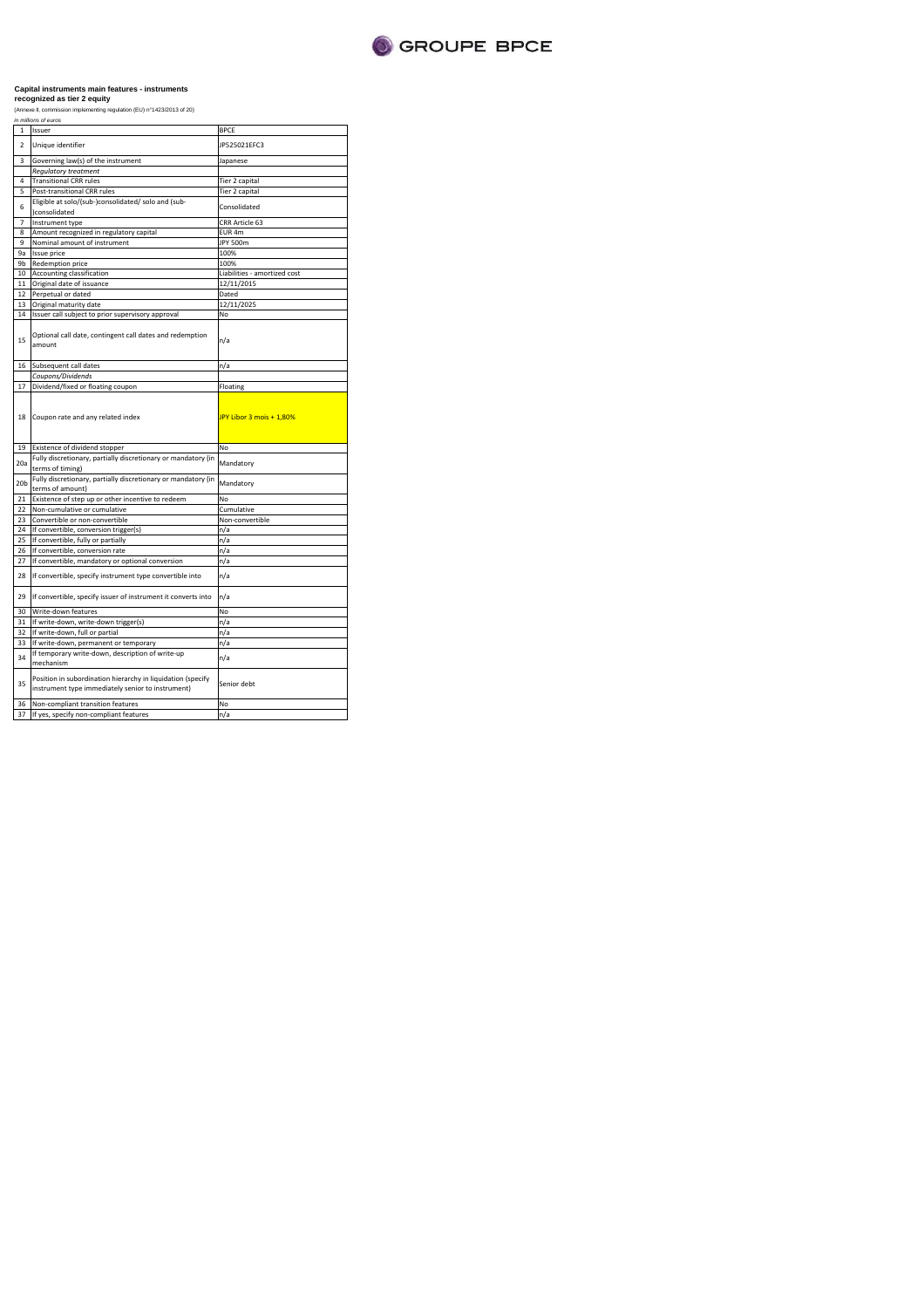GROUPE BPCE

**Capital instruments main features - instruments recognized as tier 2 equity**

(Annexe II, commission implementing regulation (EU) n°1423/2013 of 20)

*in millions of euros*

| | | |
|---|---|---|
| 1 | Issuer | BPCE |
| 2 | Unique identifier | JP525021EFC3 |
| 3 | Governing law(s) of the instrument | Japanese |
| | *Regulatory treatment* | |
| 4 | Transitional CRR rules | Tier 2 capital |
| 5 | Post-transitional CRR rules | Tier 2 capital |
| 6 | Eligible at solo/(sub-)consolidated/ solo and (sub-)consolidated | Consolidated |
| 7 | Instrument type | CRR Article 63 |
| 8 | Amount recognized in regulatory capital | EUR 4m |
| 9 | Nominal amount of instrument | JPY 500m |
| 9a | Issue price | 100% |
| 9b | Redemption price | 100% |
| 10 | Accounting classification | Liabilities - amortized cost |
| 11 | Original date of issuance | 12/11/2015 |
| 12 | Perpetual or dated | Dated |
| 13 | Original maturity date | 12/11/2025 |
| 14 | Issuer call subject to prior supervisory approval | No |
| 15 | Optional call date, contingent call dates and redemption amount | n/a |
| 16 | Subsequent call dates | n/a |
| | *Coupons/Dividends* | |
| 17 | Dividend/fixed or floating coupon | Floating |
| 18 | Coupon rate and any related index | JPY Libor 3 mois + 1,80% |
| 19 | Existence of dividend stopper | No |
| 20a | Fully discretionary, partially discretionary or mandatory (in terms of timing) | Mandatory |
| 20b | Fully discretionary, partially discretionary or mandatory (in terms of amount) | Mandatory |
| 21 | Existence of step up or other incentive to redeem | No |
| 22 | Non-cumulative or cumulative | Cumulative |
| 23 | Convertible or non-convertible | Non-convertible |
| 24 | If convertible, conversion trigger(s) | n/a |
| 25 | If convertible, fully or partially | n/a |
| 26 | If convertible, conversion rate | n/a |
| 27 | If convertible, mandatory or optional conversion | n/a |
| 28 | If convertible, specify instrument type convertible into | n/a |
| 29 | If convertible, specify issuer of instrument it converts into | n/a |
| 30 | Write-down features | No |
| 31 | If write-down, write-down trigger(s) | n/a |
| 32 | If write-down, full or partial | n/a |
| 33 | If write-down, permanent or temporary | n/a |
| 34 | If temporary write-down, description of write-up mechanism | n/a |
| 35 | Position in subordination hierarchy in liquidation (specify instrument type immediately senior to instrument) | Senior debt |
| 36 | Non-compliant transition features | No |
| 37 | If yes, specify non-compliant features | n/a |